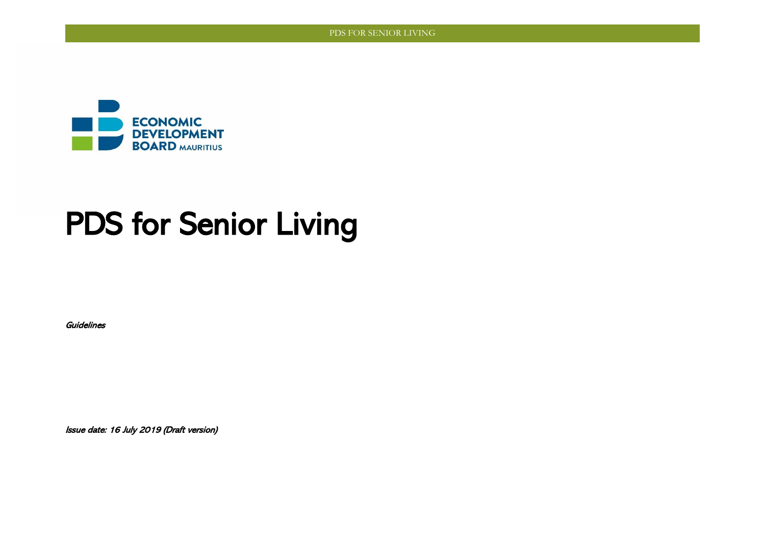ECONOMIC DEVELOPMENT BOARD MAURITIUS

# PDS for Senior Living

*Guidelines*

*Issue date: 16 July 2019 (Draft version)*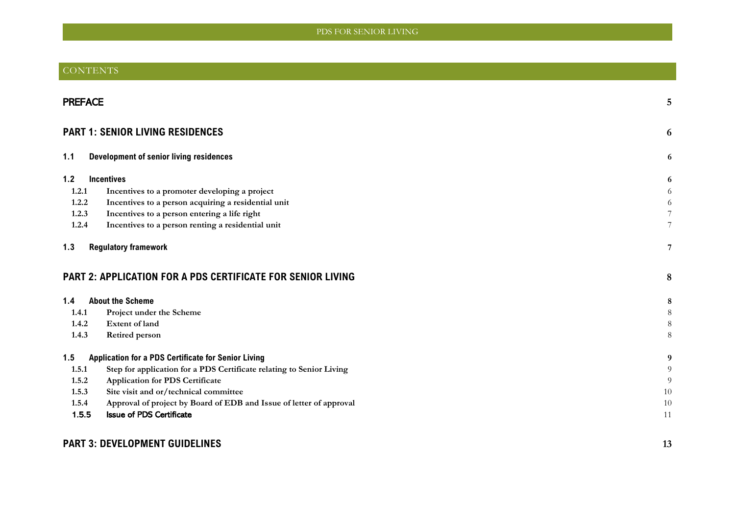# CONTENTS

| | | |
|---|---|---|
| **PREFACE** | | **5** |
| **PART 1: SENIOR LIVING RESIDENCES** | | **6** |
| **1.1** | **Development of senior living residences** | **6** |
| **1.2** | **Incentives** | **6** |
| 1.2.1 | Incentives to a promoter developing a project | 6 |
| 1.2.2 | Incentives to a person acquiring a residential unit | 6 |
| 1.2.3 | Incentives to a person entering a life right | 7 |
| 1.2.4 | Incentives to a person renting a residential unit | 7 |
| **1.3** | **Regulatory framework** | **7** |
| **PART 2: APPLICATION FOR A PDS CERTIFICATE FOR SENIOR LIVING** | | **8** |
| **1.4** | **About the Scheme** | **8** |
| 1.4.1 | Project under the Scheme | 8 |
| 1.4.2 | Extent of land | 8 |
| 1.4.3 | Retired person | 8 |
| **1.5** | **Application for a PDS Certificate for Senior Living** | **9** |
| 1.5.1 | Step for application for a PDS Certificate relating to Senior Living | 9 |
| 1.5.2 | Application for PDS Certificate | 9 |
| 1.5.3 | Site visit and or/technical committee | 10 |
| 1.5.4 | Approval of project by Board of EDB and Issue of letter of approval | 10 |
| 1.5.5 | Issue of PDS Certificate | 11 |
| **PART 3: DEVELOPMENT GUIDELINES** | | **13** |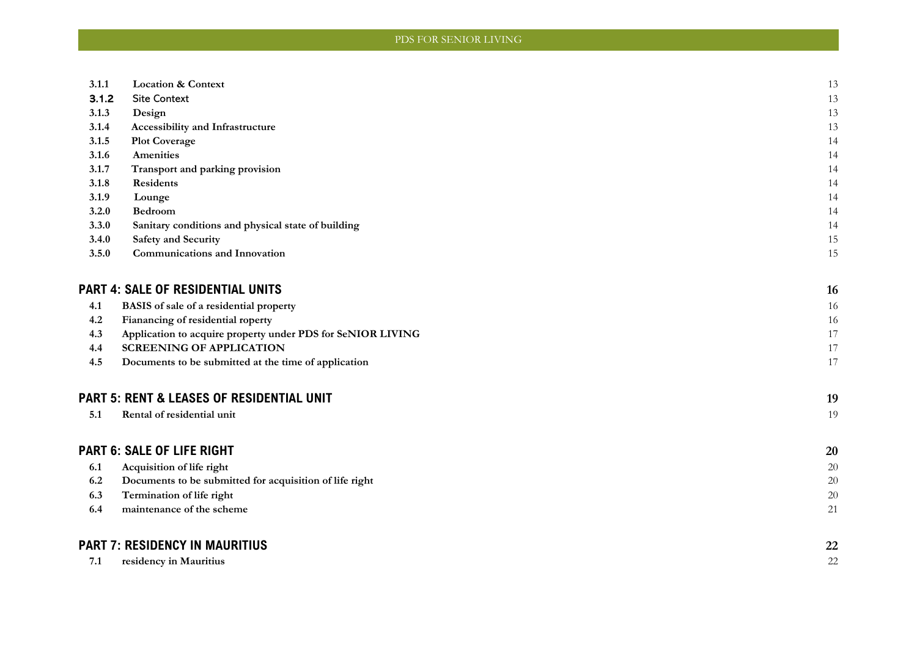| | | |
|---|---|---|
| **3.1.1** | **Location & Context** | 13 |
| **3.1.2** | Site Context | 13 |
| **3.1.3** | **Design** | 13 |
| **3.1.4** | **Accessibility and Infrastructure** | 13 |
| **3.1.5** | **Plot Coverage** | 14 |
| **3.1.6** | **Amenities** | 14 |
| **3.1.7** | **Transport and parking provision** | 14 |
| **3.1.8** | **Residents** | 14 |
| **3.1.9** | **Lounge** | 14 |
| **3.2.0** | **Bedroom** | 14 |
| **3.3.0** | **Sanitary conditions and physical state of building** | 14 |
| **3.4.0** | **Safety and Security** | 15 |
| **3.5.0** | **Communications and Innovation** | 15 |

## PART 4: SALE OF RESIDENTIAL UNITS — 16

| | | |
|---|---|---|
| **4.1** | **BASIS of sale of a residential property** | 16 |
| **4.2** | **Fianancing of residential roperty** | 16 |
| **4.3** | **Application to acquire property under PDS for SeNIOR LIVING** | 17 |
| **4.4** | **SCREENING OF APPLICATION** | 17 |
| **4.5** | **Documents to be submitted at the time of application** | 17 |

## PART 5: RENT & LEASES OF RESIDENTIAL UNIT — 19

| | | |
|---|---|---|
| **5.1** | **Rental of residential unit** | 19 |

## PART 6: SALE OF LIFE RIGHT — 20

| | | |
|---|---|---|
| **6.1** | **Acquisition of life right** | 20 |
| **6.2** | **Documents to be submitted for acquisition of life right** | 20 |
| **6.3** | **Termination of life right** | 20 |
| **6.4** | **maintenance of the scheme** | 21 |

## PART 7: RESIDENCY IN MAURITIUS — 22

| | | |
|---|---|---|
| **7.1** | **residency in Mauritius** | 22 |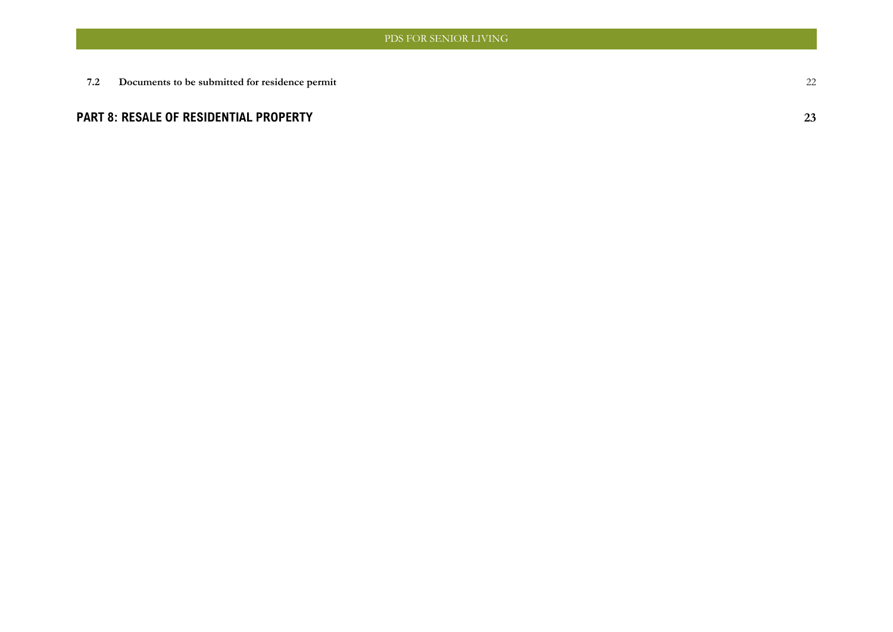**7.2 Documents to be submitted for residence permit** 22

**PART 8: RESALE OF RESIDENTIAL PROPERTY** **23**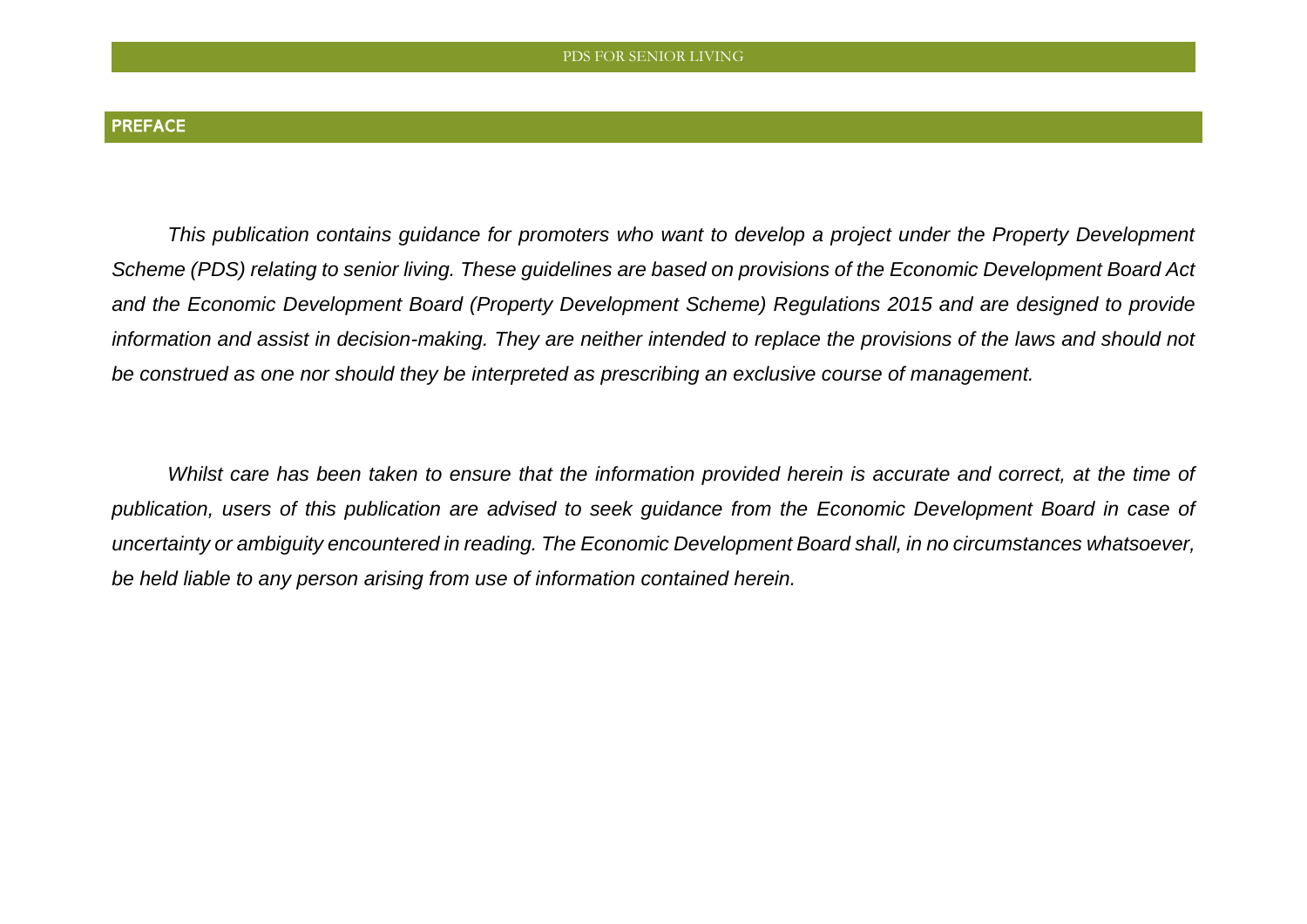## PREFACE

*This publication contains guidance for promoters who want to develop a project under the Property Development Scheme (PDS) relating to senior living. These guidelines are based on provisions of the Economic Development Board Act and the Economic Development Board (Property Development Scheme) Regulations 2015 and are designed to provide information and assist in decision-making. They are neither intended to replace the provisions of the laws and should not be construed as one nor should they be interpreted as prescribing an exclusive course of management.*

*Whilst care has been taken to ensure that the information provided herein is accurate and correct, at the time of publication, users of this publication are advised to seek guidance from the Economic Development Board in case of uncertainty or ambiguity encountered in reading. The Economic Development Board shall, in no circumstances whatsoever, be held liable to any person arising from use of information contained herein.*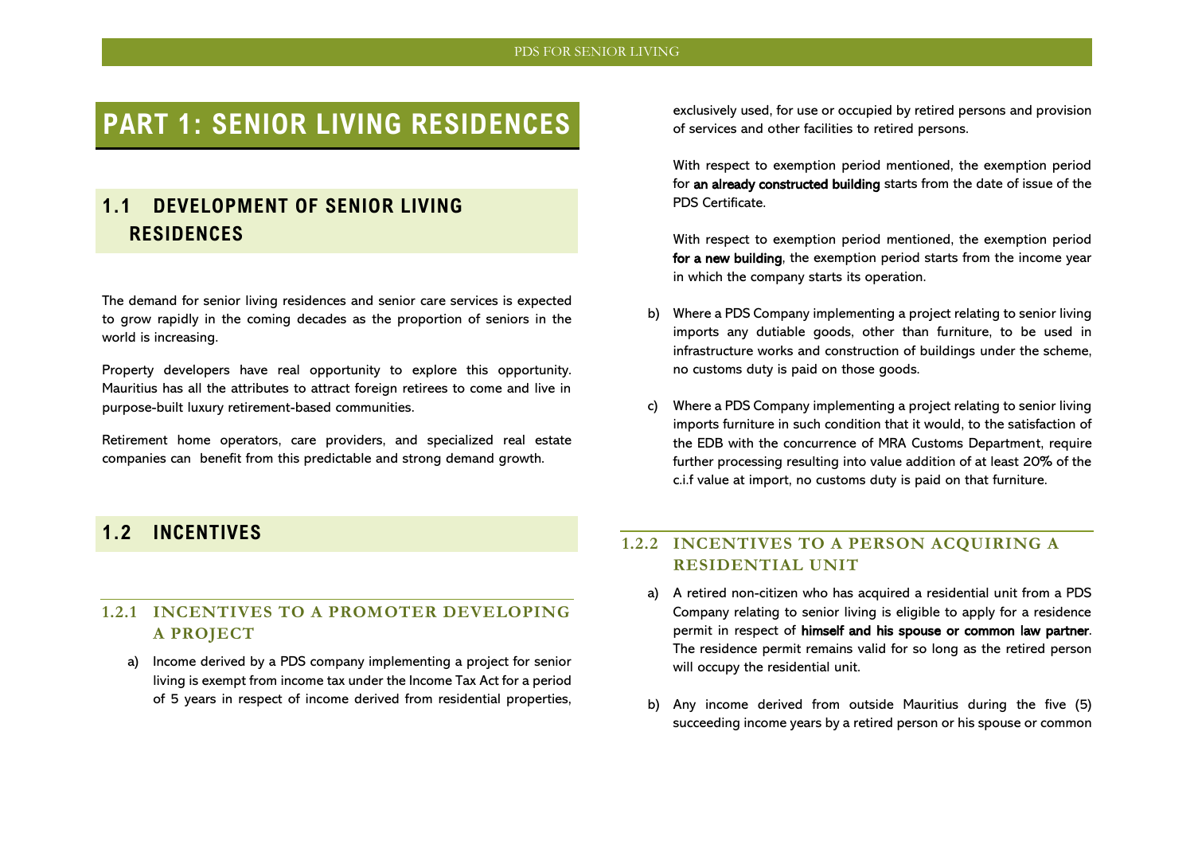# PART 1: SENIOR LIVING RESIDENCES

## 1.1 DEVELOPMENT OF SENIOR LIVING RESIDENCES

The demand for senior living residences and senior care services is expected to grow rapidly in the coming decades as the proportion of seniors in the world is increasing.

Property developers have real opportunity to explore this opportunity. Mauritius has all the attributes to attract foreign retirees to come and live in purpose-built luxury retirement-based communities.

Retirement home operators, care providers, and specialized real estate companies can benefit from this predictable and strong demand growth.

## 1.2 INCENTIVES

### 1.2.1 INCENTIVES TO A PROMOTER DEVELOPING A PROJECT

a) Income derived by a PDS company implementing a project for senior living is exempt from income tax under the Income Tax Act for a period of 5 years in respect of income derived from residential properties, exclusively used, for use or occupied by retired persons and provision of services and other facilities to retired persons.

   With respect to exemption period mentioned, the exemption period for **an already constructed building** starts from the date of issue of the PDS Certificate.

   With respect to exemption period mentioned, the exemption period **for a new building**, the exemption period starts from the income year in which the company starts its operation.

b) Where a PDS Company implementing a project relating to senior living imports any dutiable goods, other than furniture, to be used in infrastructure works and construction of buildings under the scheme, no customs duty is paid on those goods.

c) Where a PDS Company implementing a project relating to senior living imports furniture in such condition that it would, to the satisfaction of the EDB with the concurrence of MRA Customs Department, require further processing resulting into value addition of at least 20% of the c.i.f value at import, no customs duty is paid on that furniture.

### 1.2.2 INCENTIVES TO A PERSON ACQUIRING A RESIDENTIAL UNIT

a) A retired non-citizen who has acquired a residential unit from a PDS Company relating to senior living is eligible to apply for a residence permit in respect of **himself and his spouse or common law partner**. The residence permit remains valid for so long as the retired person will occupy the residential unit.

b) Any income derived from outside Mauritius during the five (5) succeeding income years by a retired person or his spouse or common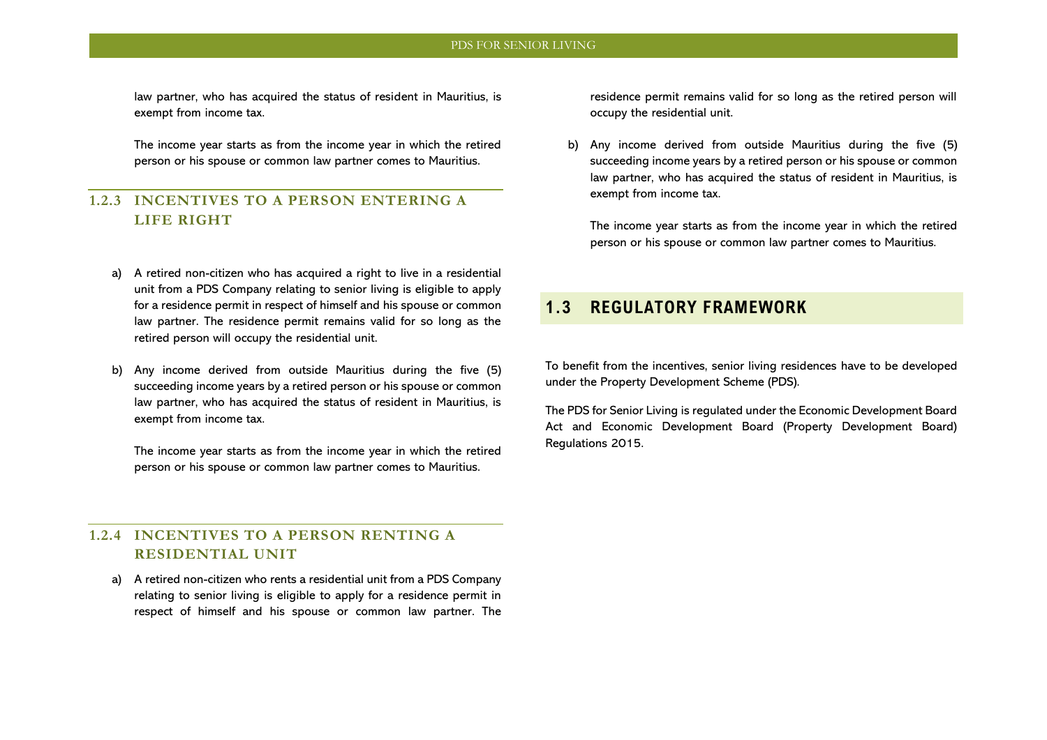law partner, who has acquired the status of resident in Mauritius, is exempt from income tax.

The income year starts as from the income year in which the retired person or his spouse or common law partner comes to Mauritius.

### 1.2.3 INCENTIVES TO A PERSON ENTERING A LIFE RIGHT

a) A retired non-citizen who has acquired a right to live in a residential unit from a PDS Company relating to senior living is eligible to apply for a residence permit in respect of himself and his spouse or common law partner. The residence permit remains valid for so long as the retired person will occupy the residential unit.

b) Any income derived from outside Mauritius during the five (5) succeeding income years by a retired person or his spouse or common law partner, who has acquired the status of resident in Mauritius, is exempt from income tax.

   The income year starts as from the income year in which the retired person or his spouse or common law partner comes to Mauritius.

### 1.2.4 INCENTIVES TO A PERSON RENTING A RESIDENTIAL UNIT

a) A retired non-citizen who rents a residential unit from a PDS Company relating to senior living is eligible to apply for a residence permit in respect of himself and his spouse or common law partner. The residence permit remains valid for so long as the retired person will occupy the residential unit.

b) Any income derived from outside Mauritius during the five (5) succeeding income years by a retired person or his spouse or common law partner, who has acquired the status of resident in Mauritius, is exempt from income tax.

   The income year starts as from the income year in which the retired person or his spouse or common law partner comes to Mauritius.

## 1.3 REGULATORY FRAMEWORK

To benefit from the incentives, senior living residences have to be developed under the Property Development Scheme (PDS).

The PDS for Senior Living is regulated under the Economic Development Board Act and Economic Development Board (Property Development Board) Regulations 2015.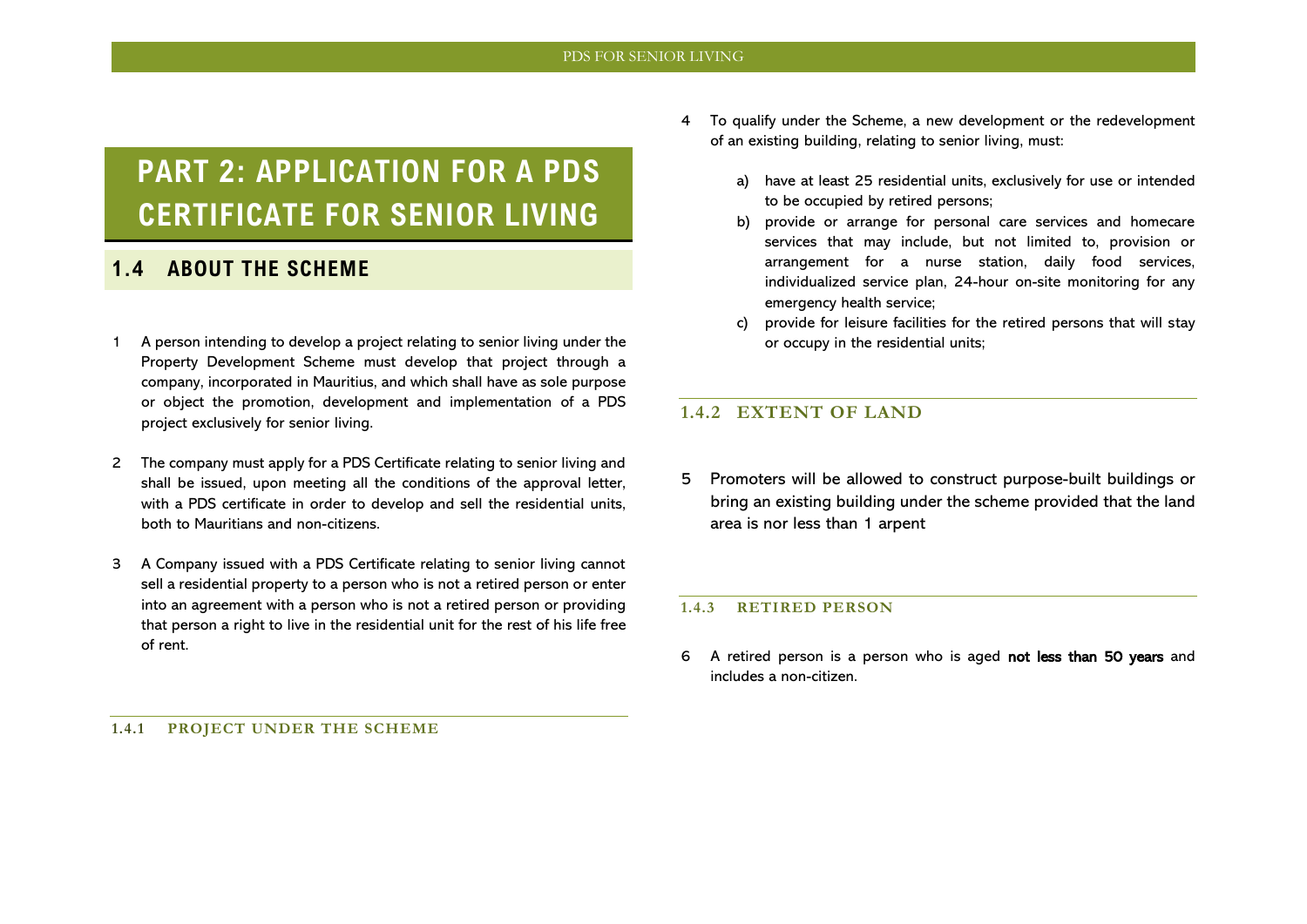# PART 2: APPLICATION FOR A PDS CERTIFICATE FOR SENIOR LIVING

## 1.4 ABOUT THE SCHEME

1. A person intending to develop a project relating to senior living under the Property Development Scheme must develop that project through a company, incorporated in Mauritius, and which shall have as sole purpose or object the promotion, development and implementation of a PDS project exclusively for senior living.

2. The company must apply for a PDS Certificate relating to senior living and shall be issued, upon meeting all the conditions of the approval letter, with a PDS certificate in order to develop and sell the residential units, both to Mauritians and non-citizens.

3. A Company issued with a PDS Certificate relating to senior living cannot sell a residential property to a person who is not a retired person or enter into an agreement with a person who is not a retired person or providing that person a right to live in the residential unit for the rest of his life free of rent.

### 1.4.1 PROJECT UNDER THE SCHEME

4. To qualify under the Scheme, a new development or the redevelopment of an existing building, relating to senior living, must:

   a) have at least 25 residential units, exclusively for use or intended to be occupied by retired persons;
   b) provide or arrange for personal care services and homecare services that may include, but not limited to, provision or arrangement for a nurse station, daily food services, individualized service plan, 24-hour on-site monitoring for any emergency health service;
   c) provide for leisure facilities for the retired persons that will stay or occupy in the residential units;

### 1.4.2 EXTENT OF LAND

5. Promoters will be allowed to construct purpose-built buildings or bring an existing building under the scheme provided that the land area is nor less than 1 arpent

### 1.4.3 RETIRED PERSON

6. A retired person is a person who is aged **not less than 50 years** and includes a non-citizen.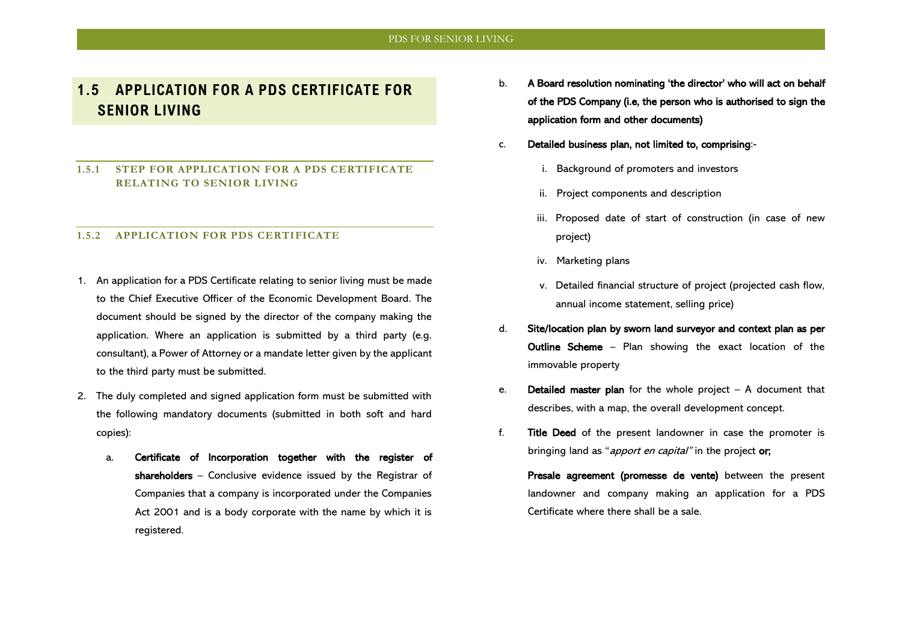## 1.5 APPLICATION FOR A PDS CERTIFICATE FOR SENIOR LIVING

### 1.5.1 STEP FOR APPLICATION FOR A PDS CERTIFICATE RELATING TO SENIOR LIVING

### 1.5.2 APPLICATION FOR PDS CERTIFICATE

1. An application for a PDS Certificate relating to senior living must be made to the Chief Executive Officer of the Economic Development Board. The document should be signed by the director of the company making the application. Where an application is submitted by a third party (e.g. consultant), a Power of Attorney or a mandate letter given by the applicant to the third party must be submitted.

2. The duly completed and signed application form must be submitted with the following mandatory documents (submitted in both soft and hard copies):

   a. **Certificate of Incorporation together with the register of shareholders** – Conclusive evidence issued by the Registrar of Companies that a company is incorporated under the Companies Act 2001 and is a body corporate with the name by which it is registered.

   b. **A Board resolution nominating 'the director' who will act on behalf of the PDS Company (i.e, the person who is authorised to sign the application form and other documents)**

   c. **Detailed business plan, not limited to, comprising**:-

      i. Background of promoters and investors

      ii. Project components and description

      iii. Proposed date of start of construction (in case of new project)

      iv. Marketing plans

      v. Detailed financial structure of project (projected cash flow, annual income statement, selling price)

   d. **Site/location plan by sworn land surveyor and context plan as per Outline Scheme** – Plan showing the exact location of the immovable property

   e. **Detailed master plan** for the whole project – A document that describes, with a map, the overall development concept.

   f. **Title Deed** of the present landowner in case the promoter is bringing land as "*apport en capital"* in the project **or;**

      **Presale agreement (promesse de vente)** between the present landowner and company making an application for a PDS Certificate where there shall be a sale.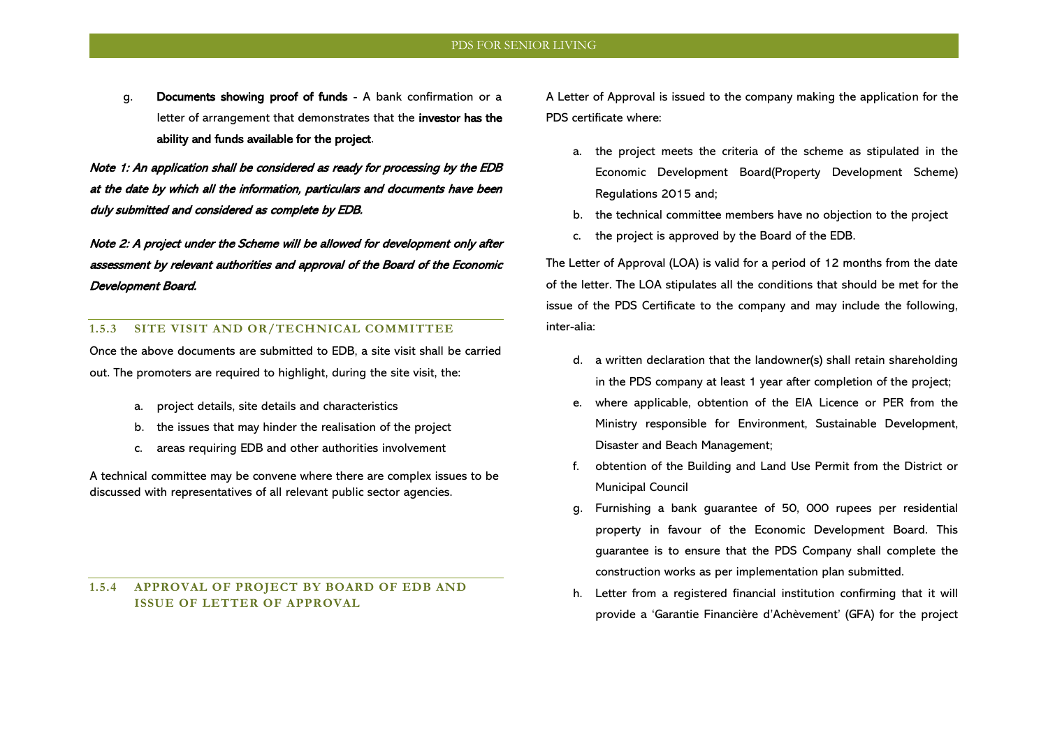g. **Documents showing proof of funds** - A bank confirmation or a letter of arrangement that demonstrates that the **investor has the ability and funds available for the project**.

***Note 1: An application shall be considered as ready for processing by the EDB at the date by which all the information, particulars and documents have been duly submitted and considered as complete by EDB.***

***Note 2: A project under the Scheme will be allowed for development only after assessment by relevant authorities and approval of the Board of the Economic Development Board.***

### 1.5.3 SITE VISIT AND OR/TECHNICAL COMMITTEE

Once the above documents are submitted to EDB, a site visit shall be carried out. The promoters are required to highlight, during the site visit, the:

a. project details, site details and characteristics
b. the issues that may hinder the realisation of the project
c. areas requiring EDB and other authorities involvement

A technical committee may be convene where there are complex issues to be discussed with representatives of all relevant public sector agencies.

### 1.5.4 APPROVAL OF PROJECT BY BOARD OF EDB AND ISSUE OF LETTER OF APPROVAL

A Letter of Approval is issued to the company making the application for the PDS certificate where:

a. the project meets the criteria of the scheme as stipulated in the Economic Development Board(Property Development Scheme) Regulations 2015 and;
b. the technical committee members have no objection to the project
c. the project is approved by the Board of the EDB.

The Letter of Approval (LOA) is valid for a period of 12 months from the date of the letter. The LOA stipulates all the conditions that should be met for the issue of the PDS Certificate to the company and may include the following, inter-alia:

d. a written declaration that the landowner(s) shall retain shareholding in the PDS company at least 1 year after completion of the project;
e. where applicable, obtention of the EIA Licence or PER from the Ministry responsible for Environment, Sustainable Development, Disaster and Beach Management;
f. obtention of the Building and Land Use Permit from the District or Municipal Council
g. Furnishing a bank guarantee of 50, 000 rupees per residential property in favour of the Economic Development Board. This guarantee is to ensure that the PDS Company shall complete the construction works as per implementation plan submitted.
h. Letter from a registered financial institution confirming that it will provide a 'Garantie Financière d'Achèvement' (GFA) for the project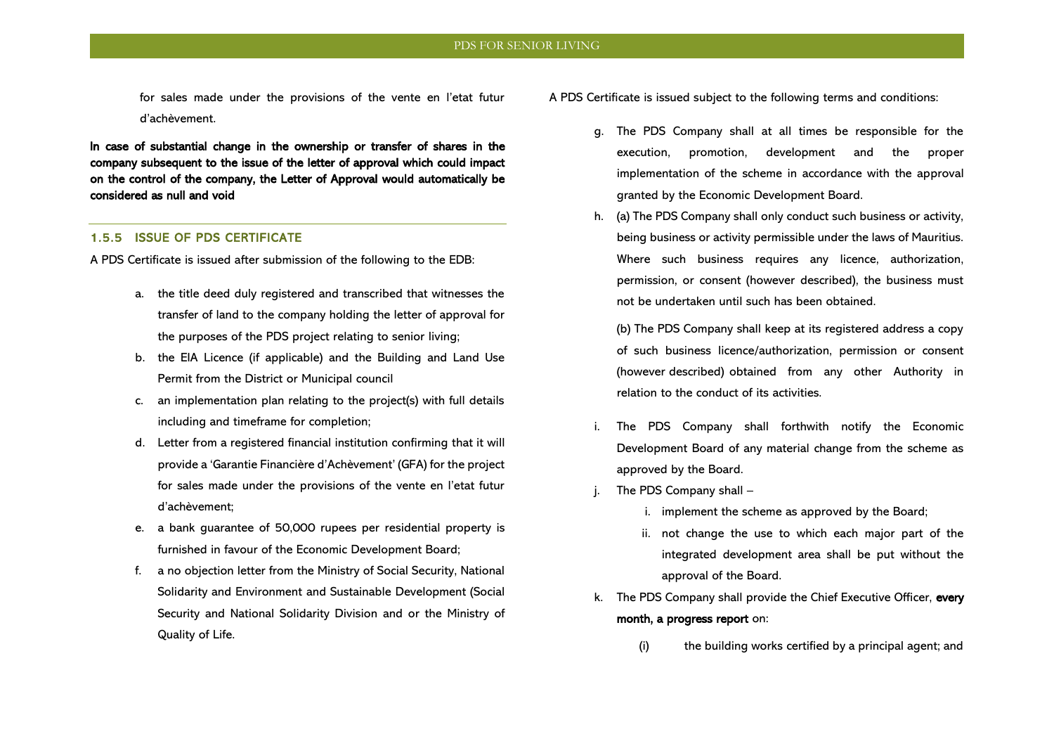for sales made under the provisions of the vente en l'etat futur d'achèvement.

**In case of substantial change in the ownership or transfer of shares in the company subsequent to the issue of the letter of approval which could impact on the control of the company, the Letter of Approval would automatically be considered as null and void**

### 1.5.5 ISSUE OF PDS CERTIFICATE

A PDS Certificate is issued after submission of the following to the EDB:

a. the title deed duly registered and transcribed that witnesses the transfer of land to the company holding the letter of approval for the purposes of the PDS project relating to senior living;
b. the EIA Licence (if applicable) and the Building and Land Use Permit from the District or Municipal council
c. an implementation plan relating to the project(s) with full details including and timeframe for completion;
d. Letter from a registered financial institution confirming that it will provide a 'Garantie Financière d'Achèvement' (GFA) for the project for sales made under the provisions of the vente en l'etat futur d'achèvement;
e. a bank guarantee of 50,000 rupees per residential property is furnished in favour of the Economic Development Board;
f. a no objection letter from the Ministry of Social Security, National Solidarity and Environment and Sustainable Development (Social Security and National Solidarity Division and or the Ministry of Quality of Life.

A PDS Certificate is issued subject to the following terms and conditions:

g. The PDS Company shall at all times be responsible for the execution, promotion, development and the proper implementation of the scheme in accordance with the approval granted by the Economic Development Board.
h. (a) The PDS Company shall only conduct such business or activity, being business or activity permissible under the laws of Mauritius. Where such business requires any licence, authorization, permission, or consent (however described), the business must not be undertaken until such has been obtained.

   (b) The PDS Company shall keep at its registered address a copy of such business licence/authorization, permission or consent (however described) obtained from any other Authority in relation to the conduct of its activities.
i. The PDS Company shall forthwith notify the Economic Development Board of any material change from the scheme as approved by the Board.
j. The PDS Company shall –
   i. implement the scheme as approved by the Board;
   ii. not change the use to which each major part of the integrated development area shall be put without the approval of the Board.
k. The PDS Company shall provide the Chief Executive Officer, **every month, a progress report** on:

   (i) the building works certified by a principal agent; and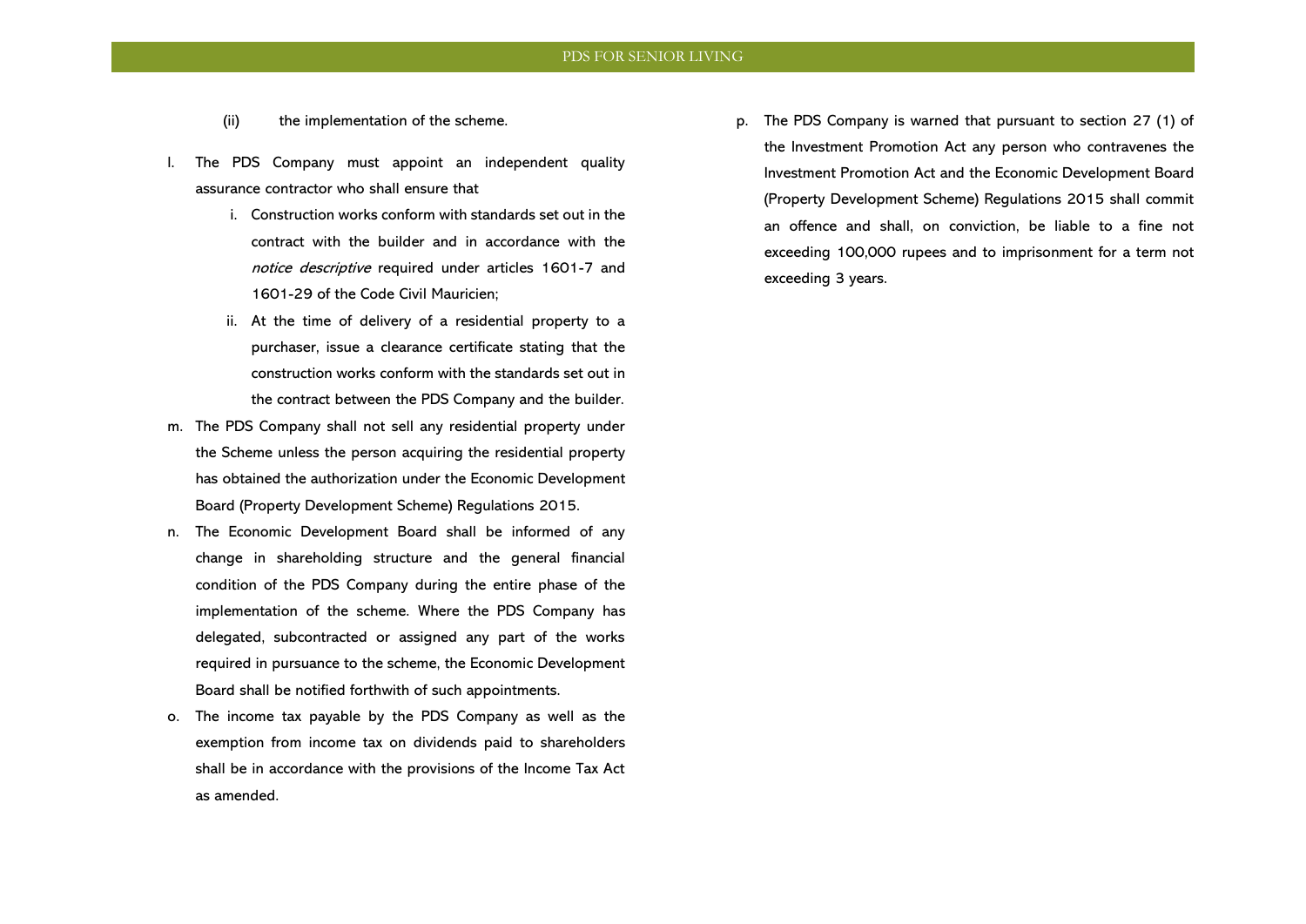(ii) the implementation of the scheme.

l. The PDS Company must appoint an independent quality assurance contractor who shall ensure that
   i. Construction works conform with standards set out in the contract with the builder and in accordance with the *notice descriptive* required under articles 1601-7 and 1601-29 of the Code Civil Mauricien;
   ii. At the time of delivery of a residential property to a purchaser, issue a clearance certificate stating that the construction works conform with the standards set out in the contract between the PDS Company and the builder.

m. The PDS Company shall not sell any residential property under the Scheme unless the person acquiring the residential property has obtained the authorization under the Economic Development Board (Property Development Scheme) Regulations 2015.

n. The Economic Development Board shall be informed of any change in shareholding structure and the general financial condition of the PDS Company during the entire phase of the implementation of the scheme. Where the PDS Company has delegated, subcontracted or assigned any part of the works required in pursuance to the scheme, the Economic Development Board shall be notified forthwith of such appointments.

o. The income tax payable by the PDS Company as well as the exemption from income tax on dividends paid to shareholders shall be in accordance with the provisions of the Income Tax Act as amended.

p. The PDS Company is warned that pursuant to section 27 (1) of the Investment Promotion Act any person who contravenes the Investment Promotion Act and the Economic Development Board (Property Development Scheme) Regulations 2015 shall commit an offence and shall, on conviction, be liable to a fine not exceeding 100,000 rupees and to imprisonment for a term not exceeding 3 years.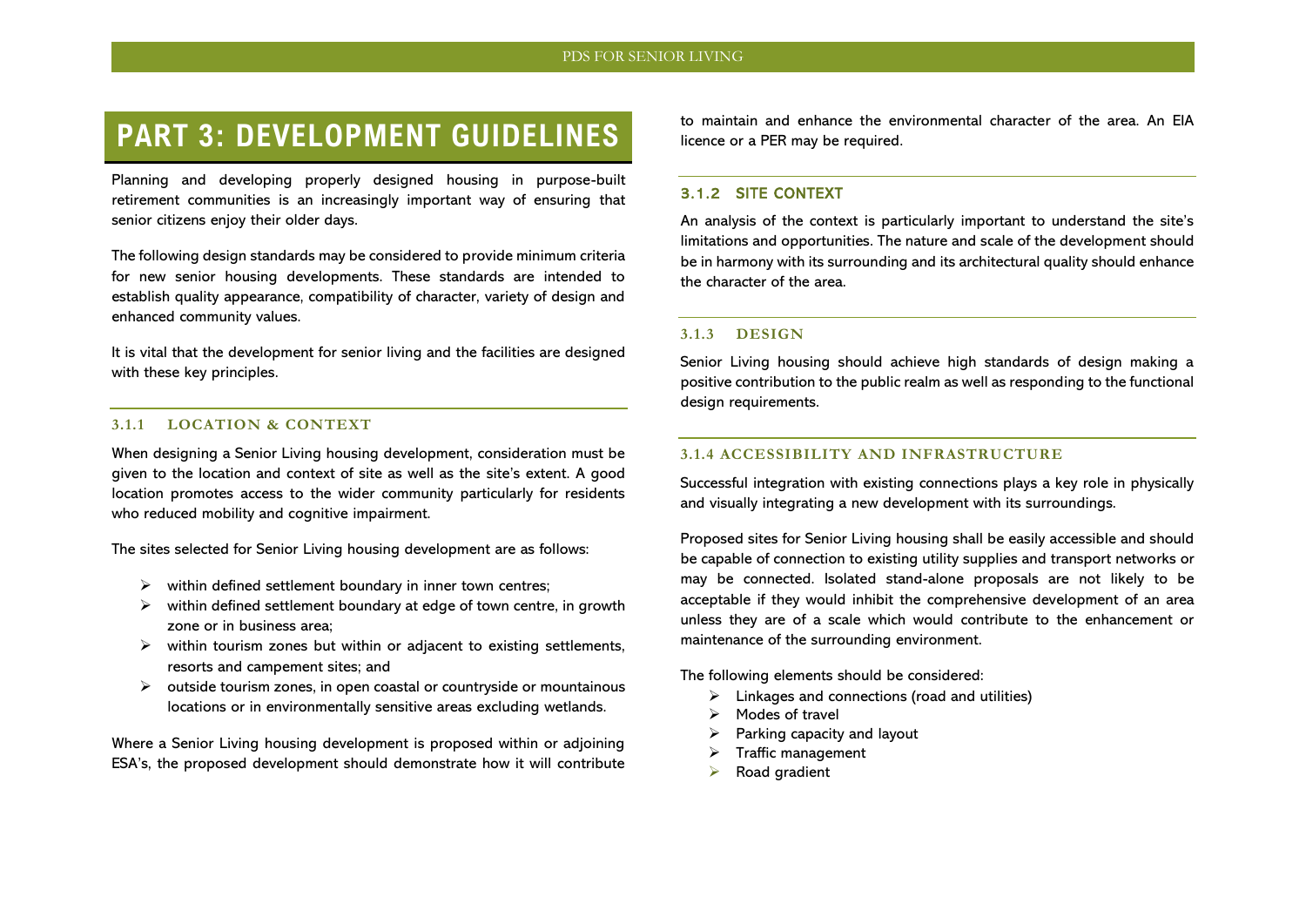# PART 3: DEVELOPMENT GUIDELINES

Planning and developing properly designed housing in purpose-built retirement communities is an increasingly important way of ensuring that senior citizens enjoy their older days.

The following design standards may be considered to provide minimum criteria for new senior housing developments. These standards are intended to establish quality appearance, compatibility of character, variety of design and enhanced community values.

It is vital that the development for senior living and the facilities are designed with these key principles.

### 3.1.1 LOCATION & CONTEXT

When designing a Senior Living housing development, consideration must be given to the location and context of site as well as the site's extent. A good location promotes access to the wider community particularly for residents who reduced mobility and cognitive impairment.

The sites selected for Senior Living housing development are as follows:

- within defined settlement boundary in inner town centres;
- within defined settlement boundary at edge of town centre, in growth zone or in business area;
- within tourism zones but within or adjacent to existing settlements, resorts and campement sites; and
- outside tourism zones, in open coastal or countryside or mountainous locations or in environmentally sensitive areas excluding wetlands.

Where a Senior Living housing development is proposed within or adjoining ESA's, the proposed development should demonstrate how it will contribute to maintain and enhance the environmental character of the area. An EIA licence or a PER may be required.

### 3.1.2 SITE CONTEXT

An analysis of the context is particularly important to understand the site's limitations and opportunities. The nature and scale of the development should be in harmony with its surrounding and its architectural quality should enhance the character of the area.

### 3.1.3 DESIGN

Senior Living housing should achieve high standards of design making a positive contribution to the public realm as well as responding to the functional design requirements.

### 3.1.4 ACCESSIBILITY AND INFRASTRUCTURE

Successful integration with existing connections plays a key role in physically and visually integrating a new development with its surroundings.

Proposed sites for Senior Living housing shall be easily accessible and should be capable of connection to existing utility supplies and transport networks or may be connected. Isolated stand-alone proposals are not likely to be acceptable if they would inhibit the comprehensive development of an area unless they are of a scale which would contribute to the enhancement or maintenance of the surrounding environment.

The following elements should be considered:

- Linkages and connections (road and utilities)
- Modes of travel
- Parking capacity and layout
- Traffic management
- Road gradient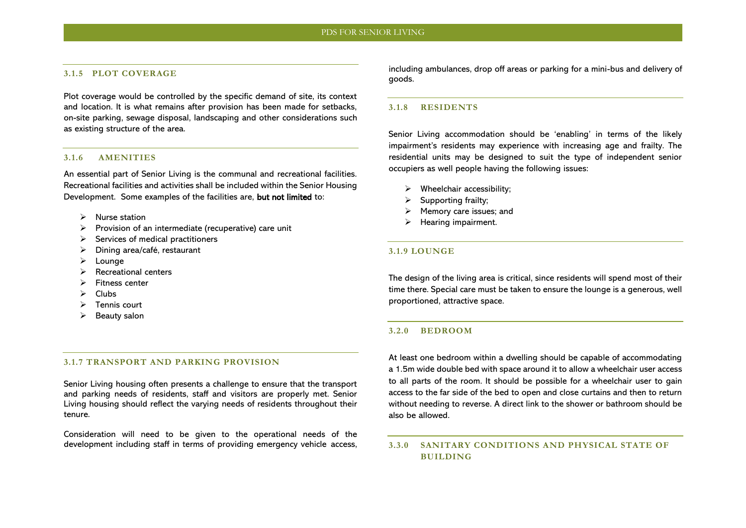### 3.1.5 PLOT COVERAGE

Plot coverage would be controlled by the specific demand of site, its context and location. It is what remains after provision has been made for setbacks, on-site parking, sewage disposal, landscaping and other considerations such as existing structure of the area.

### 3.1.6 AMENITIES

An essential part of Senior Living is the communal and recreational facilities. Recreational facilities and activities shall be included within the Senior Housing Development. Some examples of the facilities are, **but not limited** to:

- Nurse station
- Provision of an intermediate (recuperative) care unit
- Services of medical practitioners
- Dining area/café, restaurant
- Lounge
- Recreational centers
- Fitness center
- Clubs
- Tennis court
- Beauty salon

### 3.1.7 TRANSPORT AND PARKING PROVISION

Senior Living housing often presents a challenge to ensure that the transport and parking needs of residents, staff and visitors are properly met. Senior Living housing should reflect the varying needs of residents throughout their tenure.

Consideration will need to be given to the operational needs of the development including staff in terms of providing emergency vehicle access, including ambulances, drop off areas or parking for a mini-bus and delivery of goods.

### 3.1.8 RESIDENTS

Senior Living accommodation should be 'enabling' in terms of the likely impairment's residents may experience with increasing age and frailty. The residential units may be designed to suit the type of independent senior occupiers as well people having the following issues:

- Wheelchair accessibility;
- Supporting frailty;
- Memory care issues; and
- Hearing impairment.

### 3.1.9 LOUNGE

The design of the living area is critical, since residents will spend most of their time there. Special care must be taken to ensure the lounge is a generous, well proportioned, attractive space.

### 3.2.0 BEDROOM

At least one bedroom within a dwelling should be capable of accommodating a 1.5m wide double bed with space around it to allow a wheelchair user access to all parts of the room. It should be possible for a wheelchair user to gain access to the far side of the bed to open and close curtains and then to return without needing to reverse. A direct link to the shower or bathroom should be also be allowed.

### 3.3.0 SANITARY CONDITIONS AND PHYSICAL STATE OF BUILDING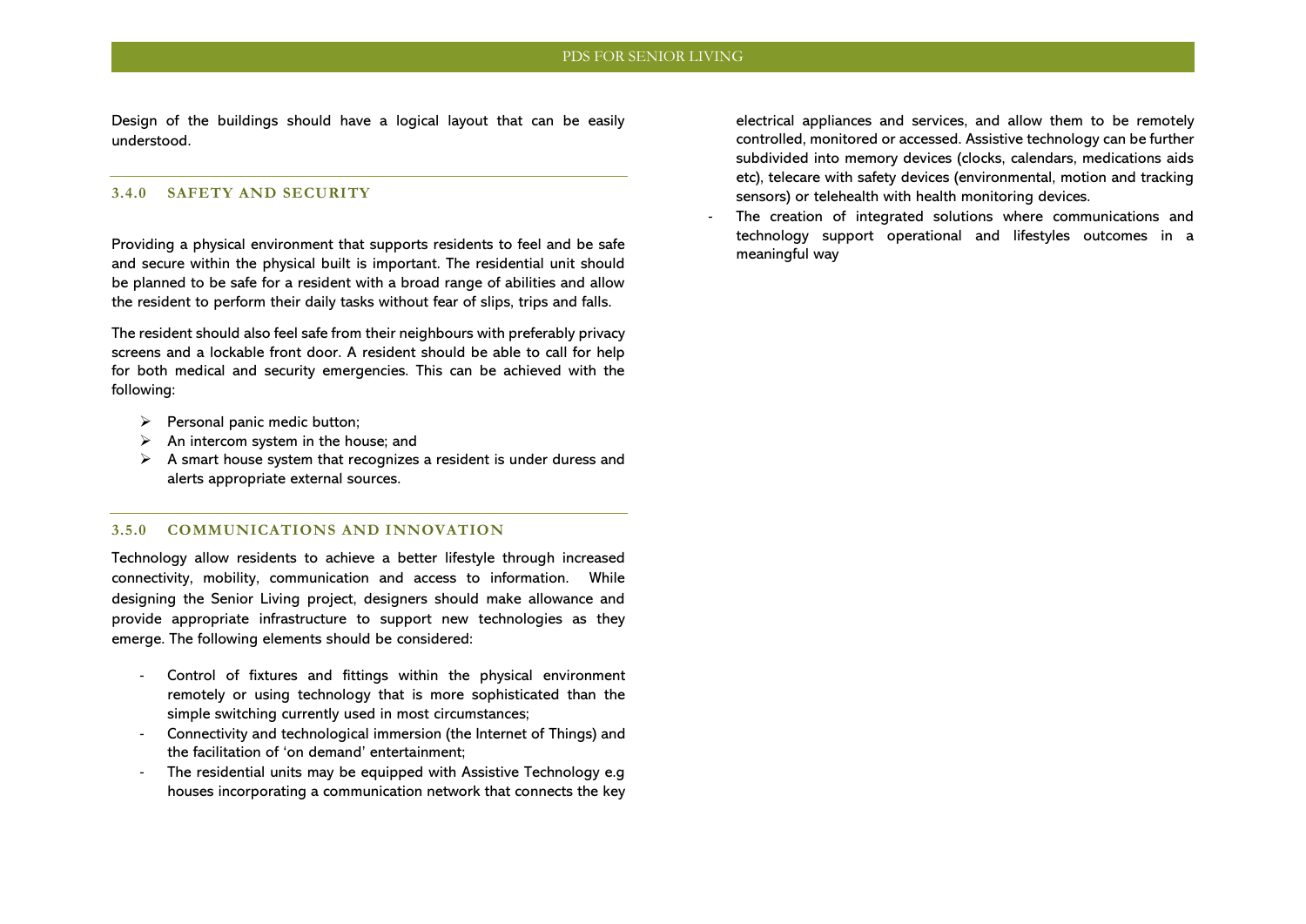Design of the buildings should have a logical layout that can be easily understood.

### 3.4.0 SAFETY AND SECURITY

Providing a physical environment that supports residents to feel and be safe and secure within the physical built is important. The residential unit should be planned to be safe for a resident with a broad range of abilities and allow the resident to perform their daily tasks without fear of slips, trips and falls.

The resident should also feel safe from their neighbours with preferably privacy screens and a lockable front door. A resident should be able to call for help for both medical and security emergencies. This can be achieved with the following:

- Personal panic medic button;
- An intercom system in the house; and
- A smart house system that recognizes a resident is under duress and alerts appropriate external sources.

### 3.5.0 COMMUNICATIONS AND INNOVATION

Technology allow residents to achieve a better lifestyle through increased connectivity, mobility, communication and access to information. While designing the Senior Living project, designers should make allowance and provide appropriate infrastructure to support new technologies as they emerge. The following elements should be considered:

- Control of fixtures and fittings within the physical environment remotely or using technology that is more sophisticated than the simple switching currently used in most circumstances;
- Connectivity and technological immersion (the Internet of Things) and the facilitation of 'on demand' entertainment;
- The residential units may be equipped with Assistive Technology e.g houses incorporating a communication network that connects the key electrical appliances and services, and allow them to be remotely controlled, monitored or accessed. Assistive technology can be further subdivided into memory devices (clocks, calendars, medications aids etc), telecare with safety devices (environmental, motion and tracking sensors) or telehealth with health monitoring devices.
- The creation of integrated solutions where communications and technology support operational and lifestyles outcomes in a meaningful way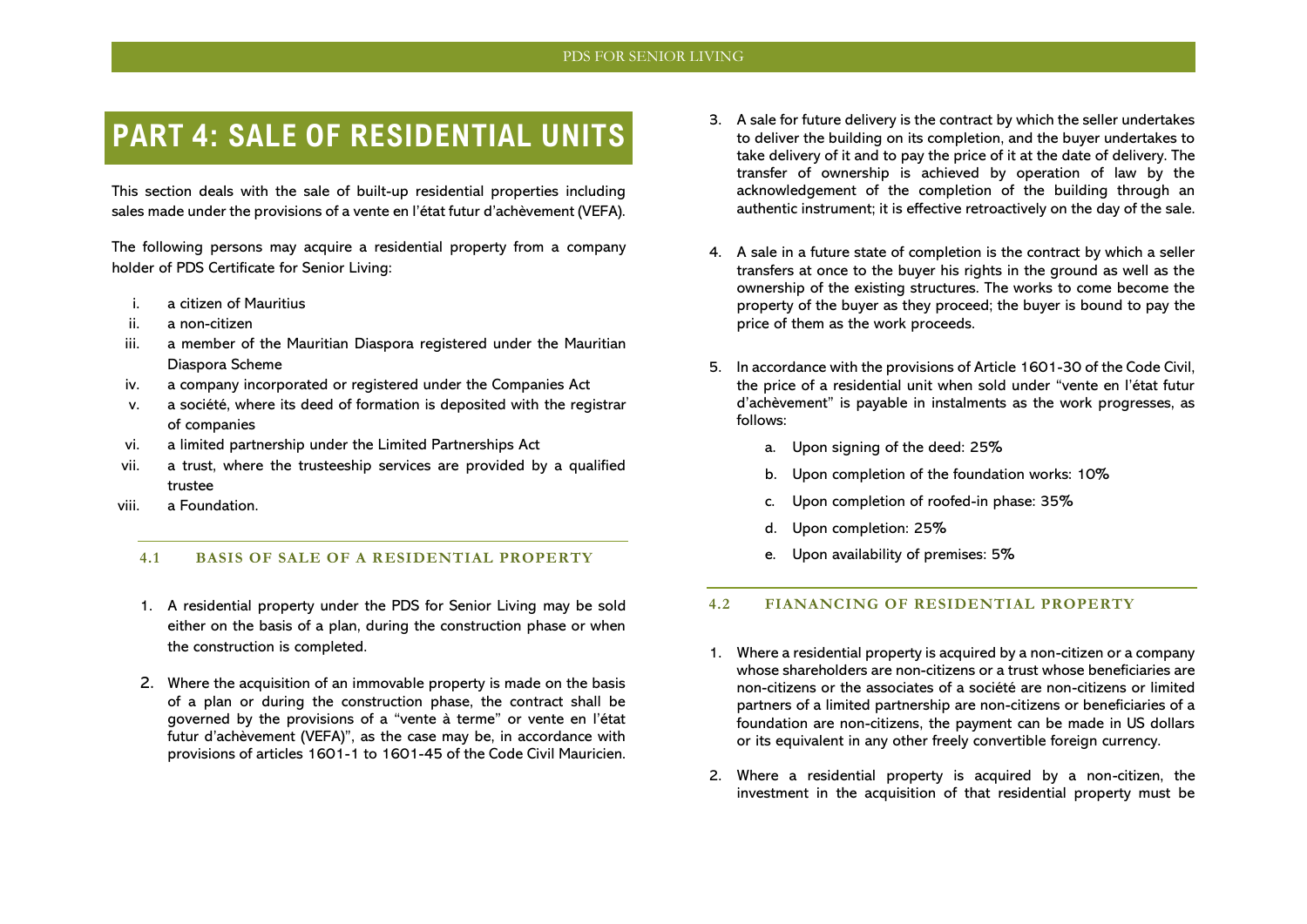# PART 4: SALE OF RESIDENTIAL UNITS

This section deals with the sale of built-up residential properties including sales made under the provisions of a vente en l'état futur d'achèvement (VEFA).

The following persons may acquire a residential property from a company holder of PDS Certificate for Senior Living:

i. a citizen of Mauritius
ii. a non-citizen
iii. a member of the Mauritian Diaspora registered under the Mauritian Diaspora Scheme
iv. a company incorporated or registered under the Companies Act
v. a société, where its deed of formation is deposited with the registrar of companies
vi. a limited partnership under the Limited Partnerships Act
vii. a trust, where the trusteeship services are provided by a qualified trustee
viii. a Foundation.

## 4.1 BASIS OF SALE OF A RESIDENTIAL PROPERTY

1. A residential property under the PDS for Senior Living may be sold either on the basis of a plan, during the construction phase or when the construction is completed.
2. Where the acquisition of an immovable property is made on the basis of a plan or during the construction phase, the contract shall be governed by the provisions of a "vente à terme" or vente en l'état futur d'achèvement (VEFA)", as the case may be, in accordance with provisions of articles 1601-1 to 1601-45 of the Code Civil Mauricien.
3. A sale for future delivery is the contract by which the seller undertakes to deliver the building on its completion, and the buyer undertakes to take delivery of it and to pay the price of it at the date of delivery. The transfer of ownership is achieved by operation of law by the acknowledgement of the completion of the building through an authentic instrument; it is effective retroactively on the day of the sale.
4. A sale in a future state of completion is the contract by which a seller transfers at once to the buyer his rights in the ground as well as the ownership of the existing structures. The works to come become the property of the buyer as they proceed; the buyer is bound to pay the price of them as the work proceeds.
5. In accordance with the provisions of Article 1601-30 of the Code Civil, the price of a residential unit when sold under "vente en l'état futur d'achèvement" is payable in instalments as the work progresses, as follows:
   a. Upon signing of the deed: 25%
   b. Upon completion of the foundation works: 10%
   c. Upon completion of roofed-in phase: 35%
   d. Upon completion: 25%
   e. Upon availability of premises: 5%

## 4.2 FIANANCING OF RESIDENTIAL PROPERTY

1. Where a residential property is acquired by a non-citizen or a company whose shareholders are non-citizens or a trust whose beneficiaries are non-citizens or the associates of a société are non-citizens or limited partners of a limited partnership are non-citizens or beneficiaries of a foundation are non-citizens, the payment can be made in US dollars or its equivalent in any other freely convertible foreign currency.
2. Where a residential property is acquired by a non-citizen, the investment in the acquisition of that residential property must be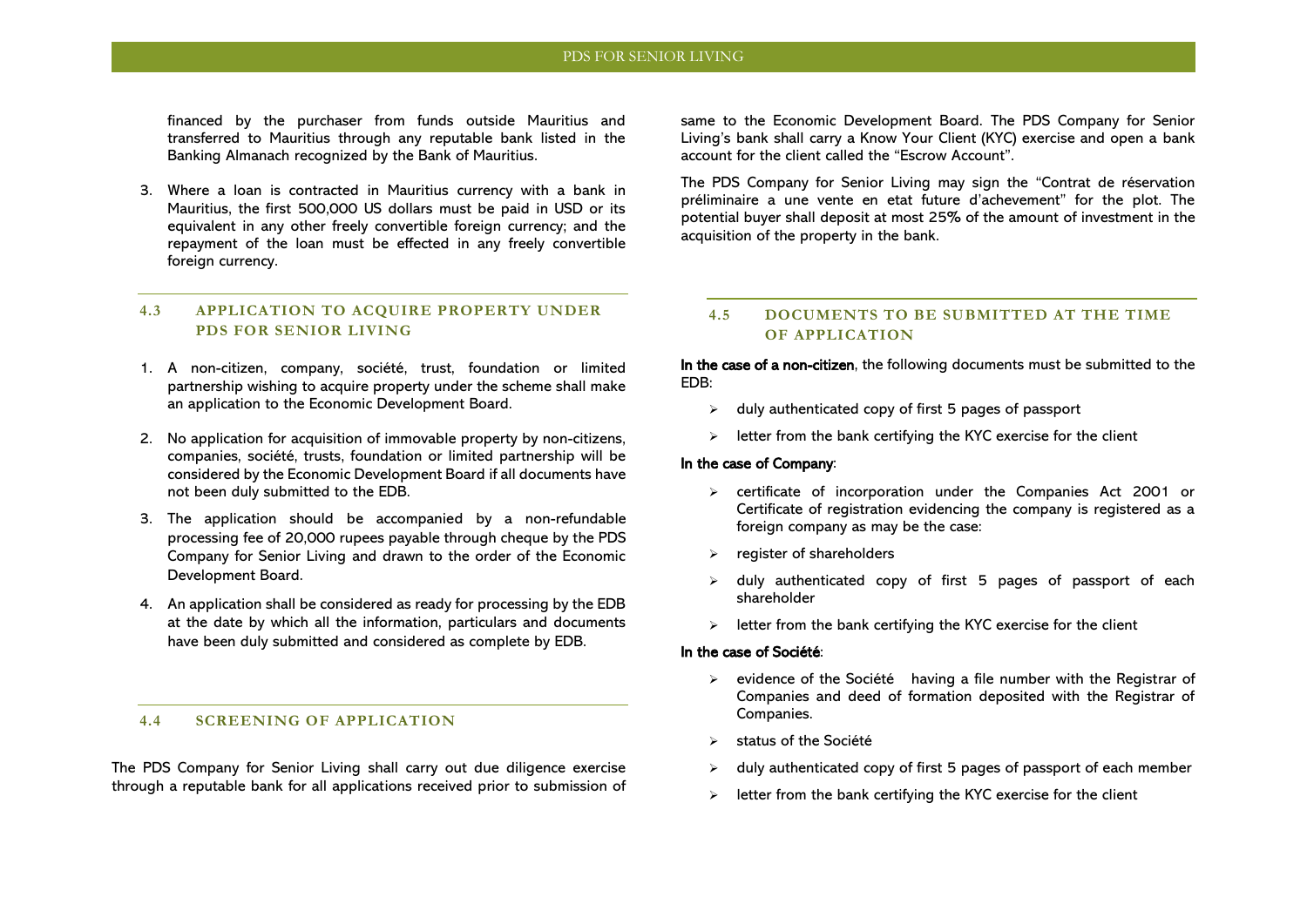financed by the purchaser from funds outside Mauritius and transferred to Mauritius through any reputable bank listed in the Banking Almanach recognized by the Bank of Mauritius.

3. Where a loan is contracted in Mauritius currency with a bank in Mauritius, the first 500,000 US dollars must be paid in USD or its equivalent in any other freely convertible foreign currency; and the repayment of the loan must be effected in any freely convertible foreign currency.

## 4.3 APPLICATION TO ACQUIRE PROPERTY UNDER PDS FOR SENIOR LIVING

1. A non-citizen, company, société, trust, foundation or limited partnership wishing to acquire property under the scheme shall make an application to the Economic Development Board.
2. No application for acquisition of immovable property by non-citizens, companies, société, trusts, foundation or limited partnership will be considered by the Economic Development Board if all documents have not been duly submitted to the EDB.
3. The application should be accompanied by a non-refundable processing fee of 20,000 rupees payable through cheque by the PDS Company for Senior Living and drawn to the order of the Economic Development Board.
4. An application shall be considered as ready for processing by the EDB at the date by which all the information, particulars and documents have been duly submitted and considered as complete by EDB.

## 4.4 SCREENING OF APPLICATION

The PDS Company for Senior Living shall carry out due diligence exercise through a reputable bank for all applications received prior to submission of same to the Economic Development Board. The PDS Company for Senior Living's bank shall carry a Know Your Client (KYC) exercise and open a bank account for the client called the "Escrow Account".

The PDS Company for Senior Living may sign the "Contrat de réservation préliminaire a une vente en etat future d'achevement" for the plot. The potential buyer shall deposit at most 25% of the amount of investment in the acquisition of the property in the bank.

## 4.5 DOCUMENTS TO BE SUBMITTED AT THE TIME OF APPLICATION

**In the case of a non-citizen**, the following documents must be submitted to the EDB:

- duly authenticated copy of first 5 pages of passport
- letter from the bank certifying the KYC exercise for the client

**In the case of Company**:

- certificate of incorporation under the Companies Act 2001 or Certificate of registration evidencing the company is registered as a foreign company as may be the case:
- register of shareholders
- duly authenticated copy of first 5 pages of passport of each shareholder
- letter from the bank certifying the KYC exercise for the client

**In the case of Société**:

- evidence of the Société having a file number with the Registrar of Companies and deed of formation deposited with the Registrar of Companies.
- status of the Société
- duly authenticated copy of first 5 pages of passport of each member
- letter from the bank certifying the KYC exercise for the client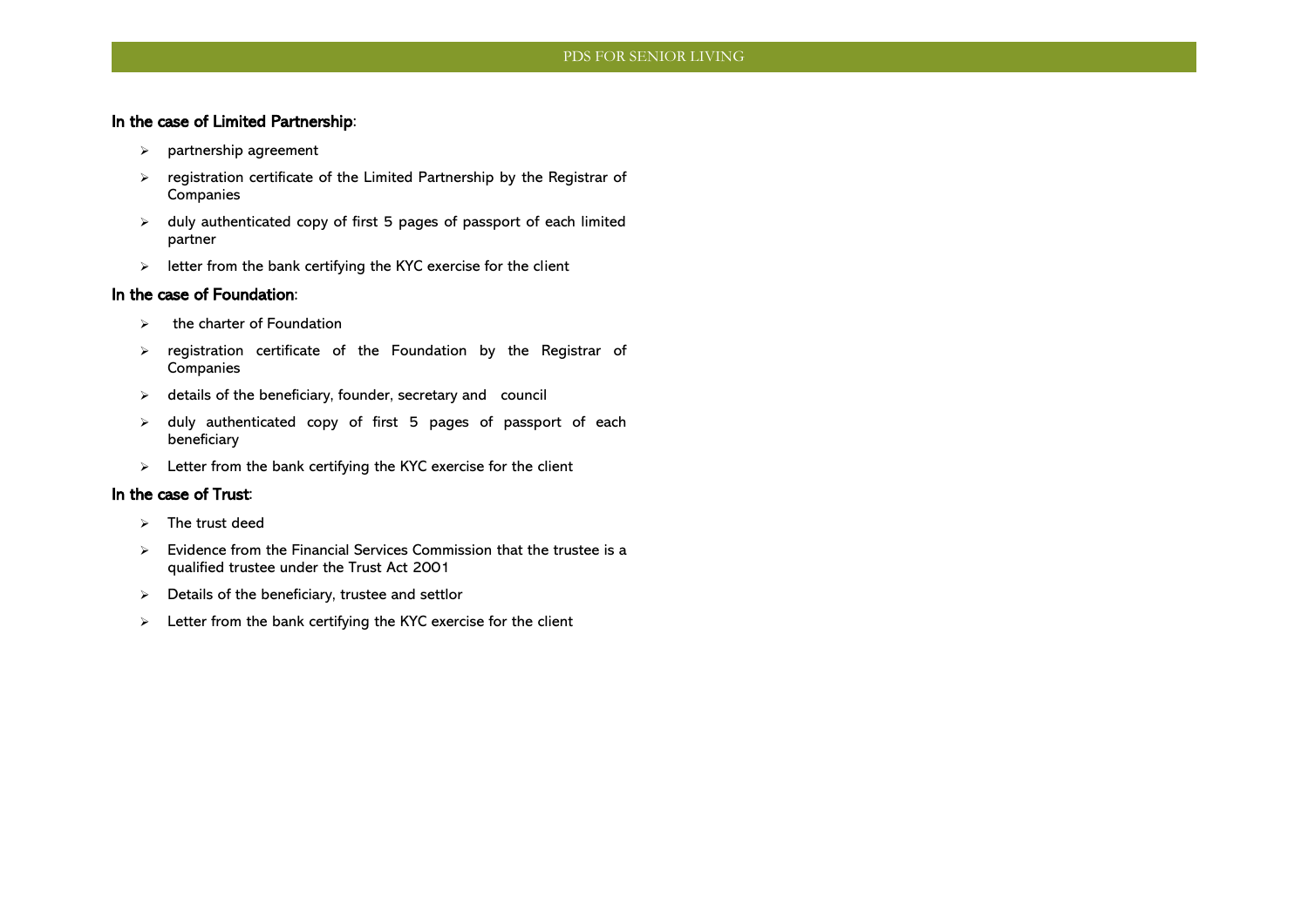**In the case of Limited Partnership**:

- partnership agreement
- registration certificate of the Limited Partnership by the Registrar of Companies
- duly authenticated copy of first 5 pages of passport of each limited partner
- letter from the bank certifying the KYC exercise for the client

**In the case of Foundation**:

- the charter of Foundation
- registration certificate of the Foundation by the Registrar of Companies
- details of the beneficiary, founder, secretary and council
- duly authenticated copy of first 5 pages of passport of each beneficiary
- Letter from the bank certifying the KYC exercise for the client

**In the case of Trust**:

- The trust deed
- Evidence from the Financial Services Commission that the trustee is a qualified trustee under the Trust Act 2001
- Details of the beneficiary, trustee and settlor
- Letter from the bank certifying the KYC exercise for the client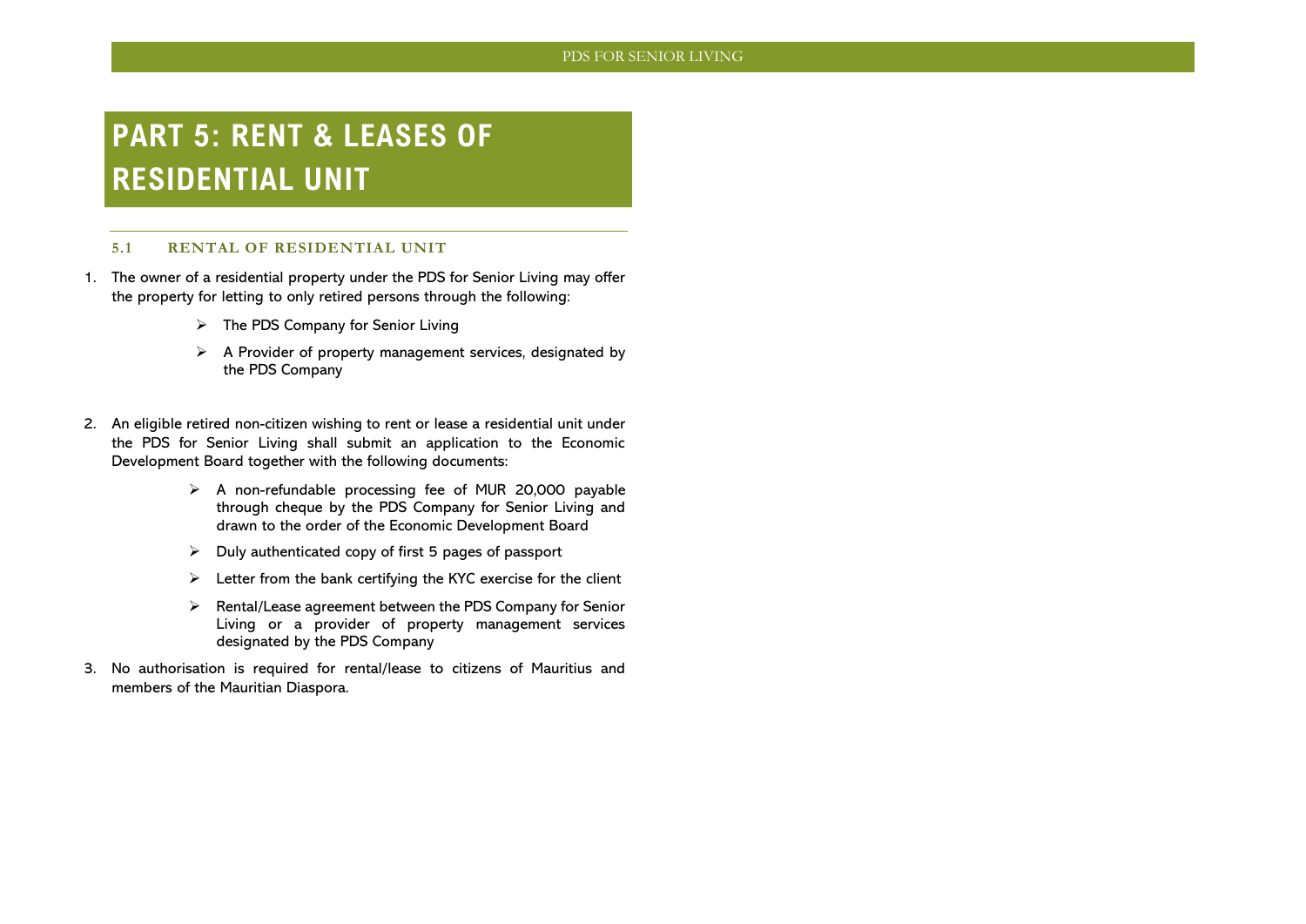# PART 5: RENT & LEASES OF RESIDENTIAL UNIT

## 5.1 RENTAL OF RESIDENTIAL UNIT

1. The owner of a residential property under the PDS for Senior Living may offer the property for letting to only retired persons through the following:
   - The PDS Company for Senior Living
   - A Provider of property management services, designated by the PDS Company

2. An eligible retired non-citizen wishing to rent or lease a residential unit under the PDS for Senior Living shall submit an application to the Economic Development Board together with the following documents:
   - A non-refundable processing fee of MUR 20,000 payable through cheque by the PDS Company for Senior Living and drawn to the order of the Economic Development Board
   - Duly authenticated copy of first 5 pages of passport
   - Letter from the bank certifying the KYC exercise for the client
   - Rental/Lease agreement between the PDS Company for Senior Living or a provider of property management services designated by the PDS Company

3. No authorisation is required for rental/lease to citizens of Mauritius and members of the Mauritian Diaspora.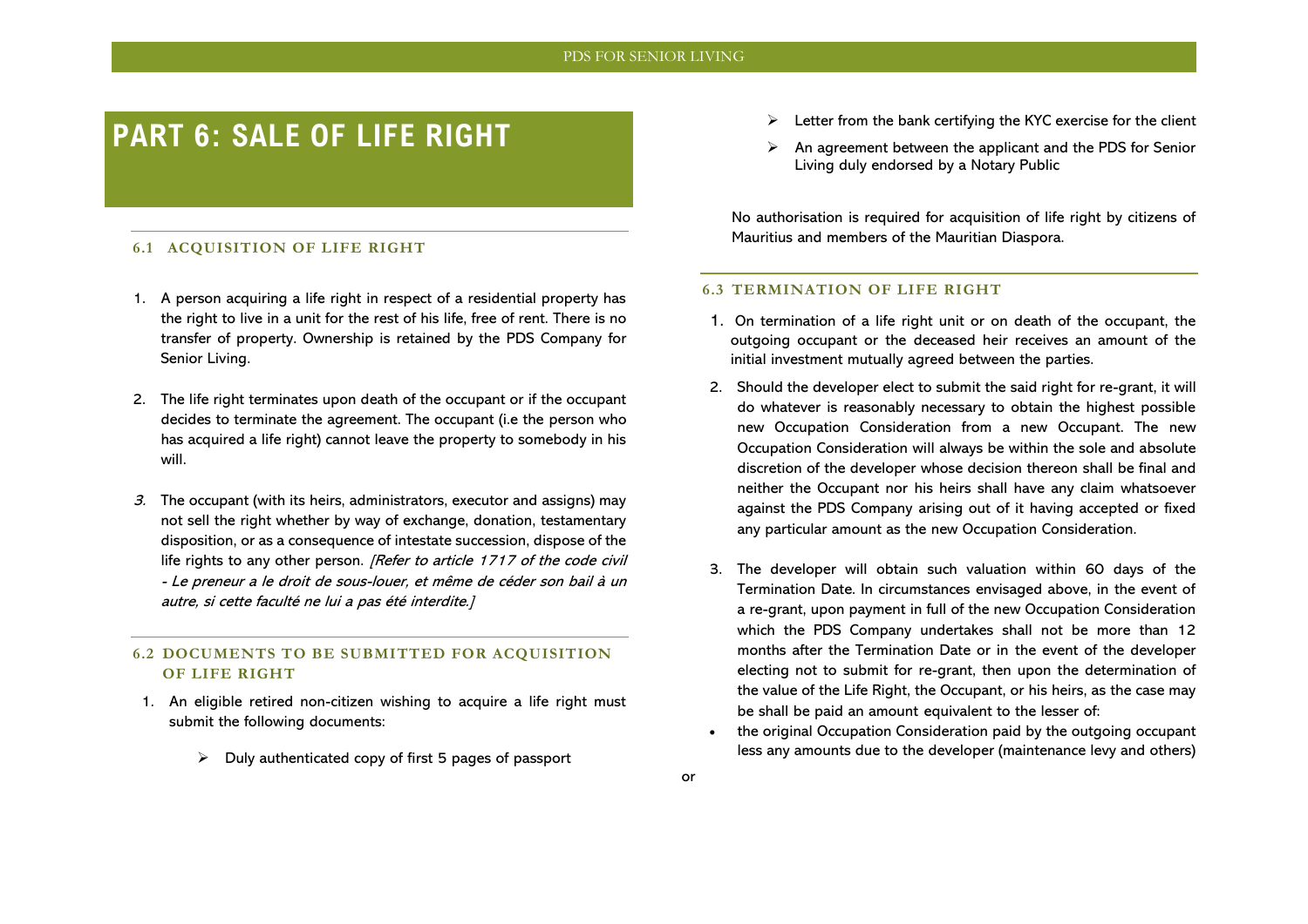# PART 6: SALE OF LIFE RIGHT

## 6.1 ACQUISITION OF LIFE RIGHT

1. A person acquiring a life right in respect of a residential property has the right to live in a unit for the rest of his life, free of rent. There is no transfer of property. Ownership is retained by the PDS Company for Senior Living.

2. The life right terminates upon death of the occupant or if the occupant decides to terminate the agreement. The occupant (i.e the person who has acquired a life right) cannot leave the property to somebody in his will.

3. The occupant (with its heirs, administrators, executor and assigns) may not sell the right whether by way of exchange, donation, testamentary disposition, or as a consequence of intestate succession, dispose of the life rights to any other person. *[Refer to article 1717 of the code civil - Le preneur a le droit de sous-louer, et même de céder son bail à un autre, si cette faculté ne lui a pas été interdite.]*

## 6.2 DOCUMENTS TO BE SUBMITTED FOR ACQUISITION OF LIFE RIGHT

1. An eligible retired non-citizen wishing to acquire a life right must submit the following documents:

    - Duly authenticated copy of first 5 pages of passport
    - Letter from the bank certifying the KYC exercise for the client
    - An agreement between the applicant and the PDS for Senior Living duly endorsed by a Notary Public

No authorisation is required for acquisition of life right by citizens of Mauritius and members of the Mauritian Diaspora.

## 6.3 TERMINATION OF LIFE RIGHT

1. On termination of a life right unit or on death of the occupant, the outgoing occupant or the deceased heir receives an amount of the initial investment mutually agreed between the parties.

2. Should the developer elect to submit the said right for re-grant, it will do whatever is reasonably necessary to obtain the highest possible new Occupation Consideration from a new Occupant. The new Occupation Consideration will always be within the sole and absolute discretion of the developer whose decision thereon shall be final and neither the Occupant nor his heirs shall have any claim whatsoever against the PDS Company arising out of it having accepted or fixed any particular amount as the new Occupation Consideration.

3. The developer will obtain such valuation within 60 days of the Termination Date. In circumstances envisaged above, in the event of a re-grant, upon payment in full of the new Occupation Consideration which the PDS Company undertakes shall not be more than 12 months after the Termination Date or in the event of the developer electing not to submit for re-grant, then upon the determination of the value of the Life Right, the Occupant, or his heirs, as the case may be shall be paid an amount equivalent to the lesser of:

- the original Occupation Consideration paid by the outgoing occupant less any amounts due to the developer (maintenance levy and others)

or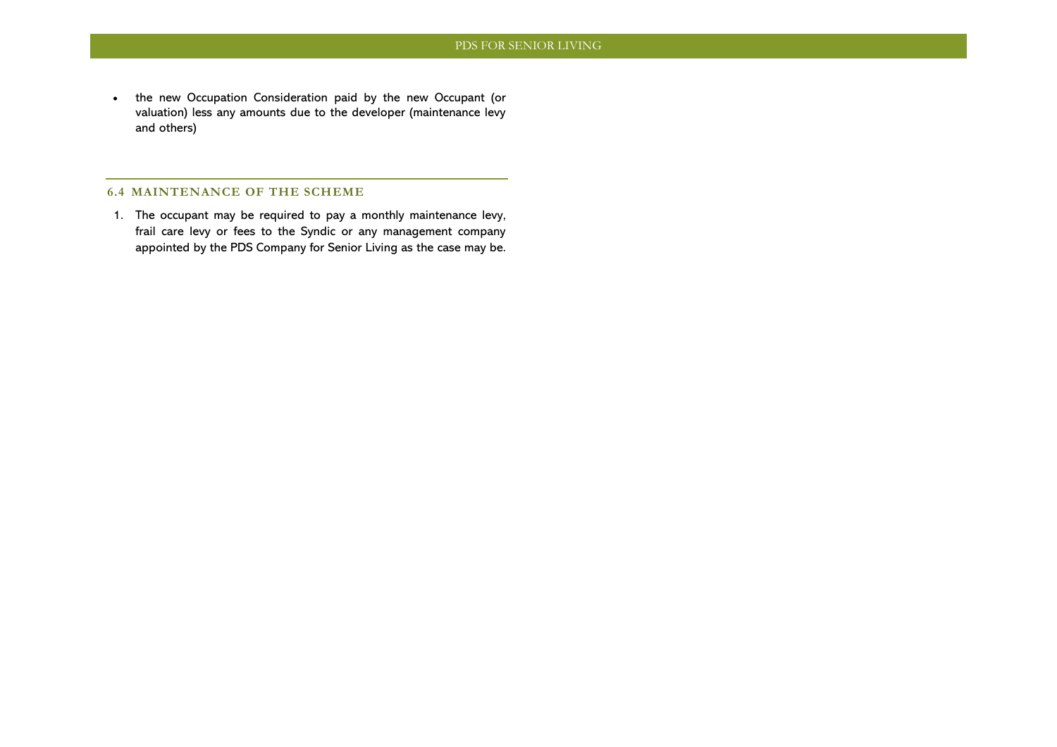- the new Occupation Consideration paid by the new Occupant (or valuation) less any amounts due to the developer (maintenance levy and others)

### 6.4 MAINTENANCE OF THE SCHEME

1. The occupant may be required to pay a monthly maintenance levy, frail care levy or fees to the Syndic or any management company appointed by the PDS Company for Senior Living as the case may be.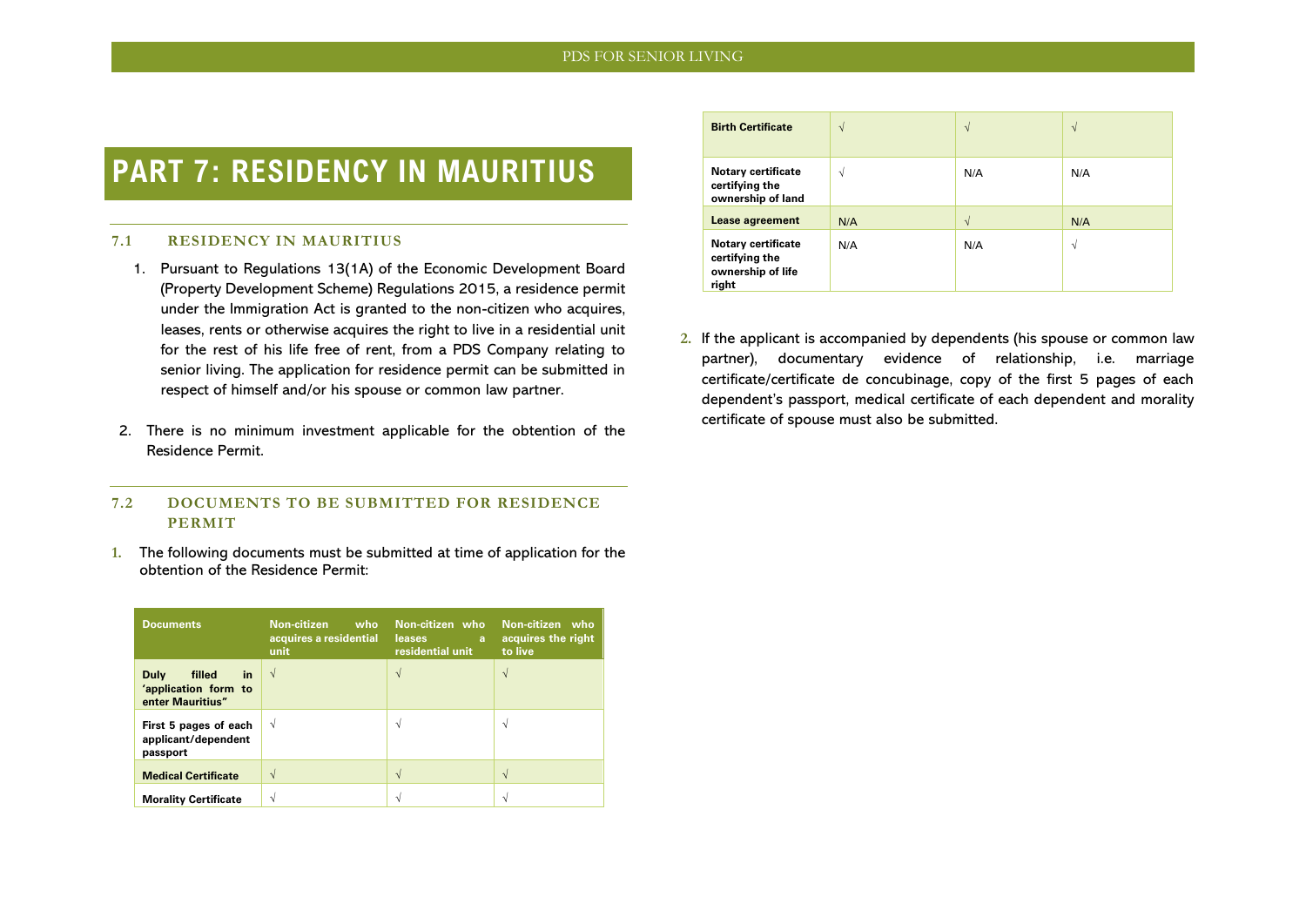# PART 7: RESIDENCY IN MAURITIUS

## 7.1 RESIDENCY IN MAURITIUS

1. Pursuant to Regulations 13(1A) of the Economic Development Board (Property Development Scheme) Regulations 2015, a residence permit under the Immigration Act is granted to the non-citizen who acquires, leases, rents or otherwise acquires the right to live in a residential unit for the rest of his life free of rent, from a PDS Company relating to senior living. The application for residence permit can be submitted in respect of himself and/or his spouse or common law partner.

2. There is no minimum investment applicable for the obtention of the Residence Permit.

## 7.2 DOCUMENTS TO BE SUBMITTED FOR RESIDENCE PERMIT

1. The following documents must be submitted at time of application for the obtention of the Residence Permit:

| Documents | Non-citizen who acquires a residential unit | Non-citizen who leases a residential unit | Non-citizen who acquires the right to live |
|---|---|---|---|
| Duly filled in 'application form to enter Mauritius" | √ | √ | √ |
| First 5 pages of each applicant/dependent passport | √ | √ | √ |
| Medical Certificate | √ | √ | √ |
| Morality Certificate | √ | √ | √ |
| Birth Certificate | √ | √ | √ |
| Notary certificate certifying the ownership of land | √ | N/A | N/A |
| Lease agreement | N/A | √ | N/A |
| Notary certificate certifying the ownership of life right | N/A | N/A | √ |

2. If the applicant is accompanied by dependents (his spouse or common law partner), documentary evidence of relationship, i.e. marriage certificate/certificate de concubinage, copy of the first 5 pages of each dependent's passport, medical certificate of each dependent and morality certificate of spouse must also be submitted.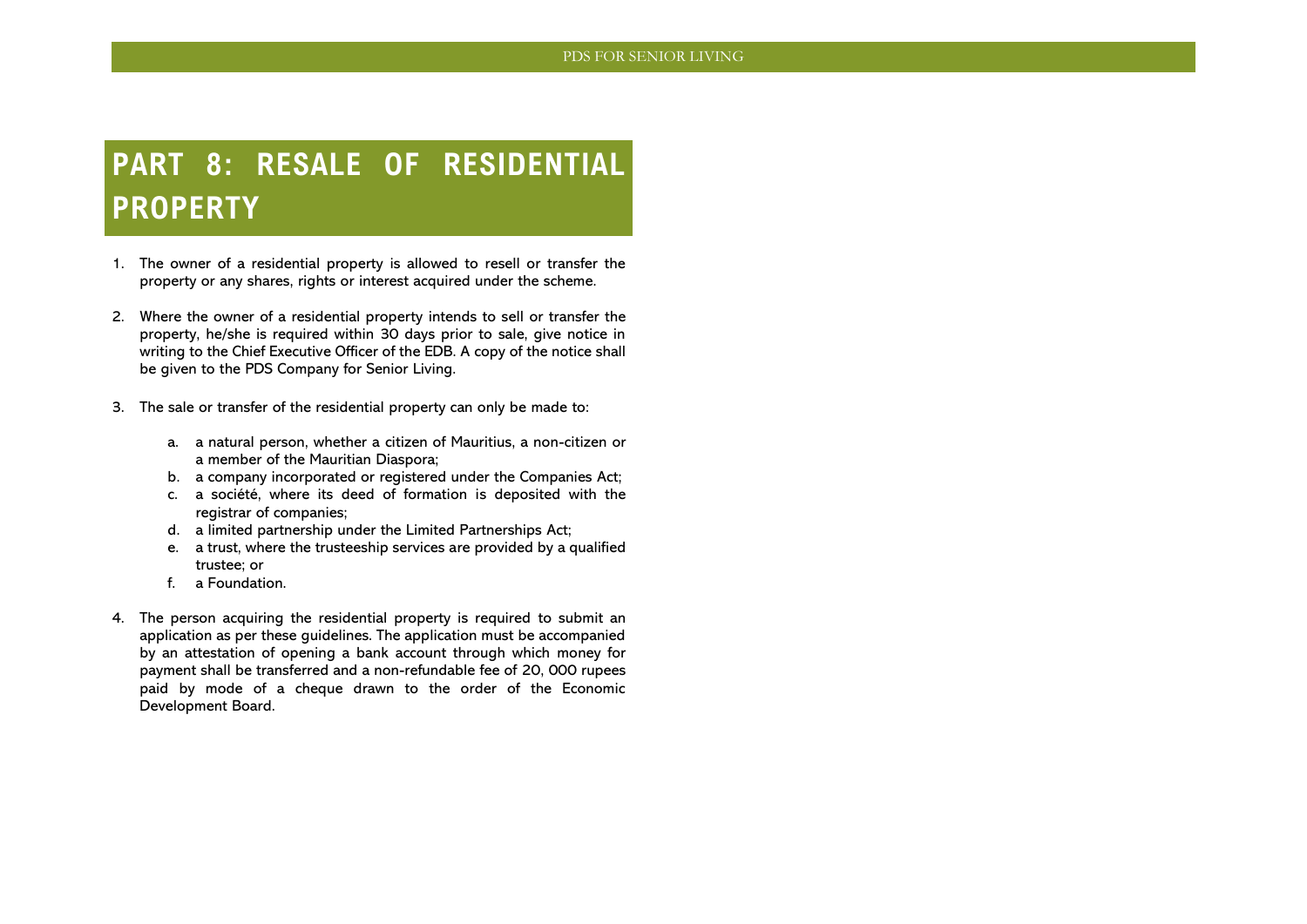# PART 8: RESALE OF RESIDENTIAL PROPERTY

1. The owner of a residential property is allowed to resell or transfer the property or any shares, rights or interest acquired under the scheme.

2. Where the owner of a residential property intends to sell or transfer the property, he/she is required within 30 days prior to sale, give notice in writing to the Chief Executive Officer of the EDB. A copy of the notice shall be given to the PDS Company for Senior Living.

3. The sale or transfer of the residential property can only be made to:

    a. a natural person, whether a citizen of Mauritius, a non-citizen or a member of the Mauritian Diaspora;
    b. a company incorporated or registered under the Companies Act;
    c. a société, where its deed of formation is deposited with the registrar of companies;
    d. a limited partnership under the Limited Partnerships Act;
    e. a trust, where the trusteeship services are provided by a qualified trustee; or
    f. a Foundation.

4. The person acquiring the residential property is required to submit an application as per these guidelines. The application must be accompanied by an attestation of opening a bank account through which money for payment shall be transferred and a non-refundable fee of 20, 000 rupees paid by mode of a cheque drawn to the order of the Economic Development Board.